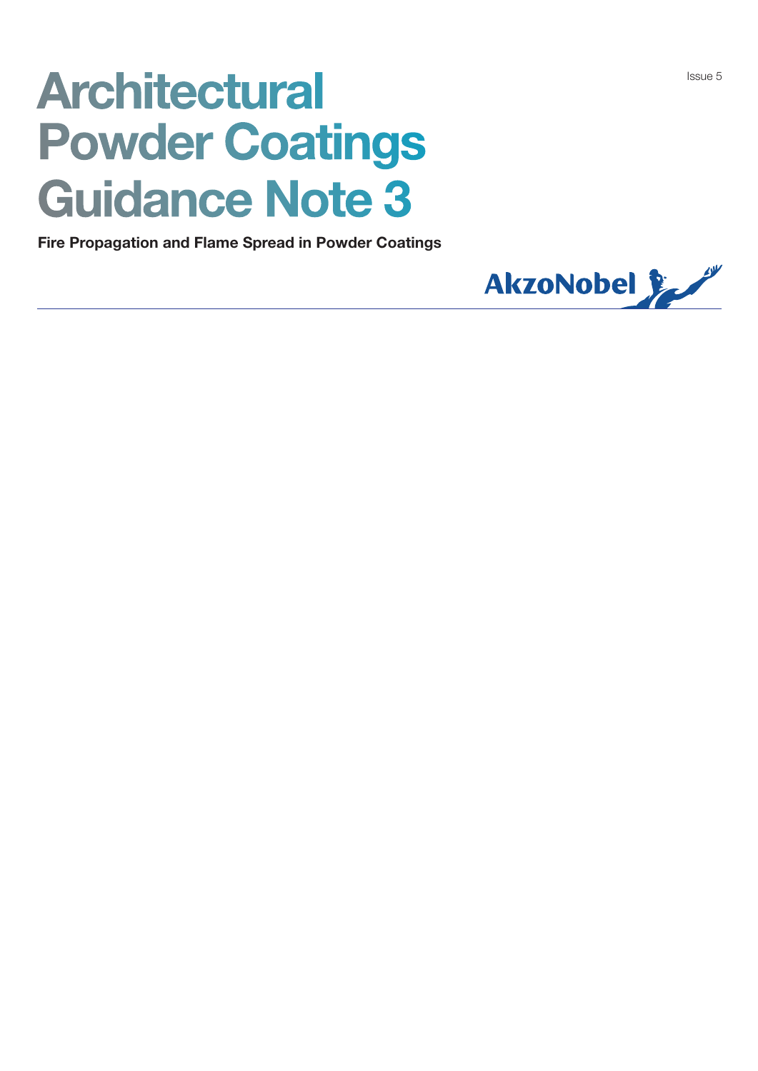Issue 5

# Architectural Powder Coatings Guidance Note 3

**Fire Propagation and Flame Spread in Powder Coatings**

AkzoNobel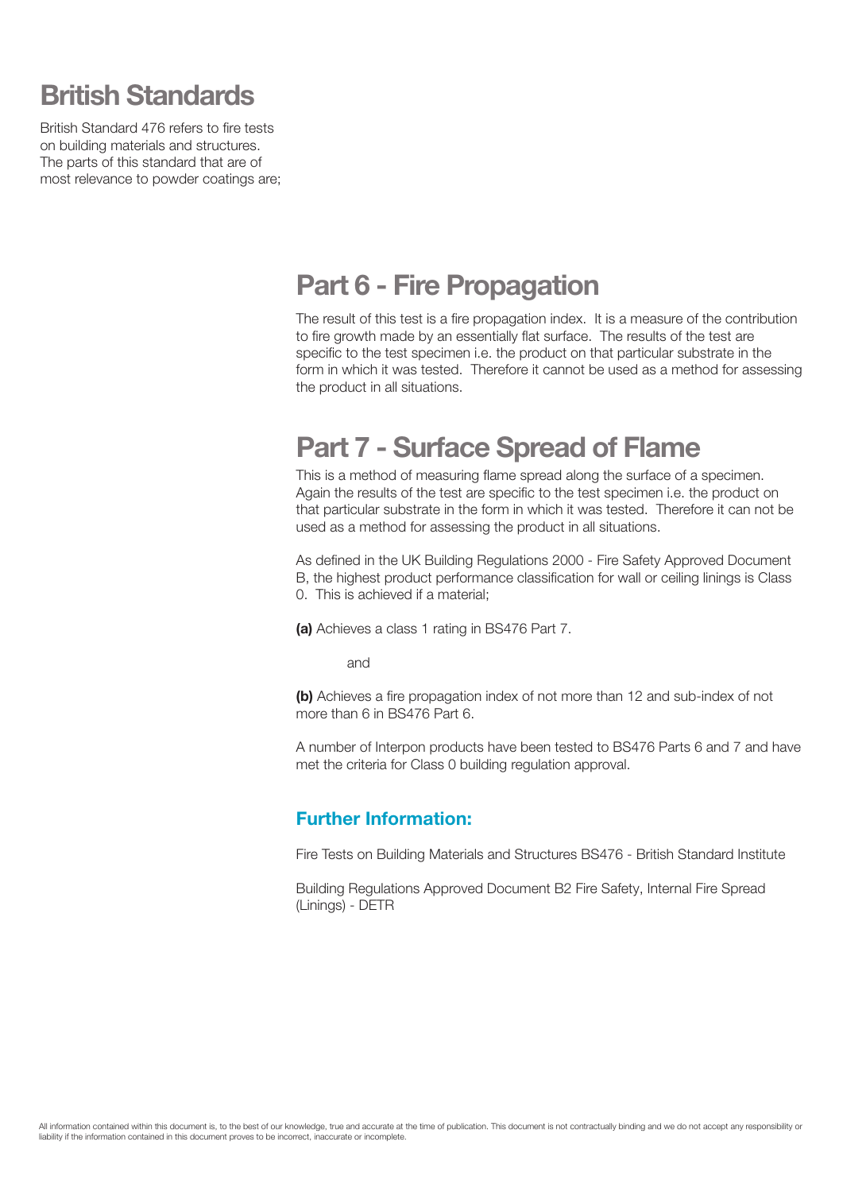# British Standards

British Standard 476 refers to fire tests on building materials and structures. The parts of this standard that are of most relevance to powder coatings are;

## Part 6 - Fire Propagation

The result of this test is a fire propagation index. It is a measure of the contribution to fire growth made by an essentially flat surface. The results of the test are specific to the test specimen i.e. the product on that particular substrate in the form in which it was tested. Therefore it cannot be used as a method for assessing the product in all situations.

## Part 7 - Surface Spread of Flame

This is a method of measuring flame spread along the surface of a specimen. Again the results of the test are specific to the test specimen i.e. the product on that particular substrate in the form in which it was tested. Therefore it can not be used as a method for assessing the product in all situations.

As defined in the UK Building Regulations 2000 - Fire Safety Approved Document B, the highest product performance classification for wall or ceiling linings is Class 0. This is achieved if a material;

**(a)** Achieves a class 1 rating in BS476 Part 7.

and

**(b)** Achieves a fire propagation index of not more than 12 and sub-index of not more than 6 in BS476 Part 6.

A number of Interpon products have been tested to BS476 Parts 6 and 7 and have met the criteria for Class 0 building regulation approval.

### Further Information:

Fire Tests on Building Materials and Structures BS476 - British Standard Institute

Building Regulations Approved Document B2 Fire Safety, Internal Fire Spread (Linings) - DETR

All information contained within this document is, to the best of our knowledge, true and accurate at the time of publication. This document is not contractually binding and we do not accept any responsibility or liability if the information contained in this document proves to be incorrect, inaccurate or incomplete.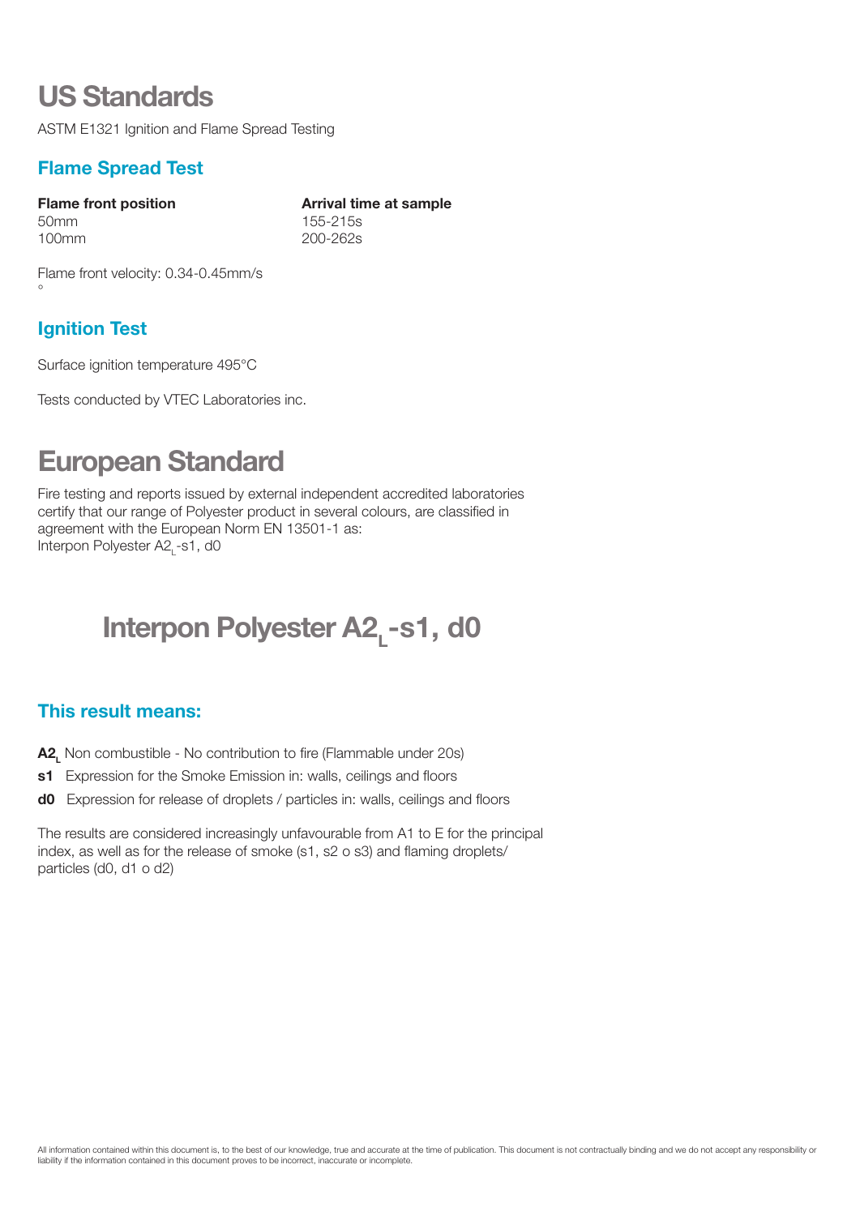# US Standards

ASTM E1321 Ignition and Flame Spread Testing

## Flame Spread Test

| Flame front position | Arrival time at sample |
|---|---|
| 50mm | 155-215s |
| 100mm | 200-262s |

Flame front velocity: 0.34-0.45mm/s

°

## Ignition Test

Surface ignition temperature 495°C

Tests conducted by VTEC Laboratories inc.

# European Standard

Fire testing and reports issued by external independent accredited laboratories certify that our range of Polyester product in several colours, are classified in agreement with the European Norm EN 13501-1 as:
Interpon Polyester $A2_L$-s1, d0

# Interpon Polyester $A2_L$-s1, d0

## This result means:

**$A2_L$** Non combustible - No contribution to fire (Flammable under 20s)

**s1** Expression for the Smoke Emission in: walls, ceilings and floors

**d0** Expression for release of droplets / particles in: walls, ceilings and floors

The results are considered increasingly unfavourable from A1 to E for the principal index, as well as for the release of smoke (s1, s2 o s3) and flaming droplets/ particles (d0, d1 o d2)

All information contained within this document is, to the best of our knowledge, true and accurate at the time of publication. This document is not contractually binding and we do not accept any responsibility or liability if the information contained in this document proves to be incorrect, inaccurate or incomplete.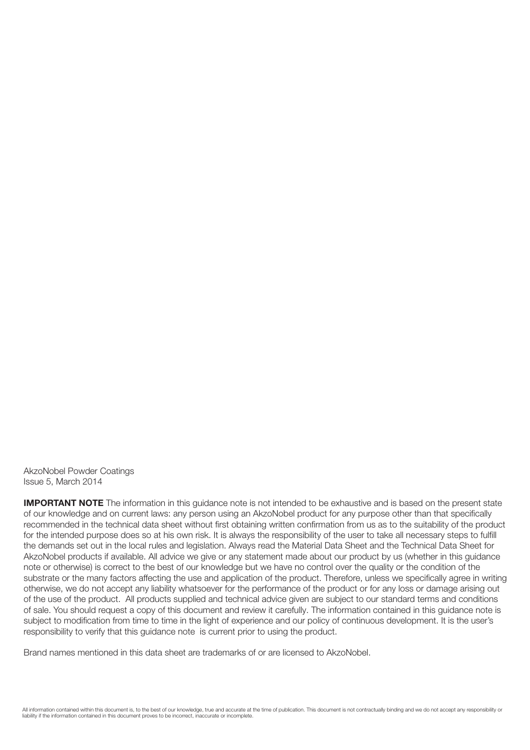AkzoNobel Powder Coatings
Issue 5, March 2014

**IMPORTANT NOTE** The information in this guidance note is not intended to be exhaustive and is based on the present state of our knowledge and on current laws: any person using an AkzoNobel product for any purpose other than that specifically recommended in the technical data sheet without first obtaining written confirmation from us as to the suitability of the product for the intended purpose does so at his own risk. It is always the responsibility of the user to take all necessary steps to fulfill the demands set out in the local rules and legislation. Always read the Material Data Sheet and the Technical Data Sheet for AkzoNobel products if available. All advice we give or any statement made about our product by us (whether in this guidance note or otherwise) is correct to the best of our knowledge but we have no control over the quality or the condition of the substrate or the many factors affecting the use and application of the product. Therefore, unless we specifically agree in writing otherwise, we do not accept any liability whatsoever for the performance of the product or for any loss or damage arising out of the use of the product. All products supplied and technical advice given are subject to our standard terms and conditions of sale. You should request a copy of this document and review it carefully. The information contained in this guidance note is subject to modification from time to time in the light of experience and our policy of continuous development. It is the user's responsibility to verify that this guidance note is current prior to using the product.

Brand names mentioned in this data sheet are trademarks of or are licensed to AkzoNobel.

All information contained within this document is, to the best of our knowledge, true and accurate at the time of publication. This document is not contractually binding and we do not accept any responsibility or liability if the information contained in this document proves to be incorrect, inaccurate or incomplete.